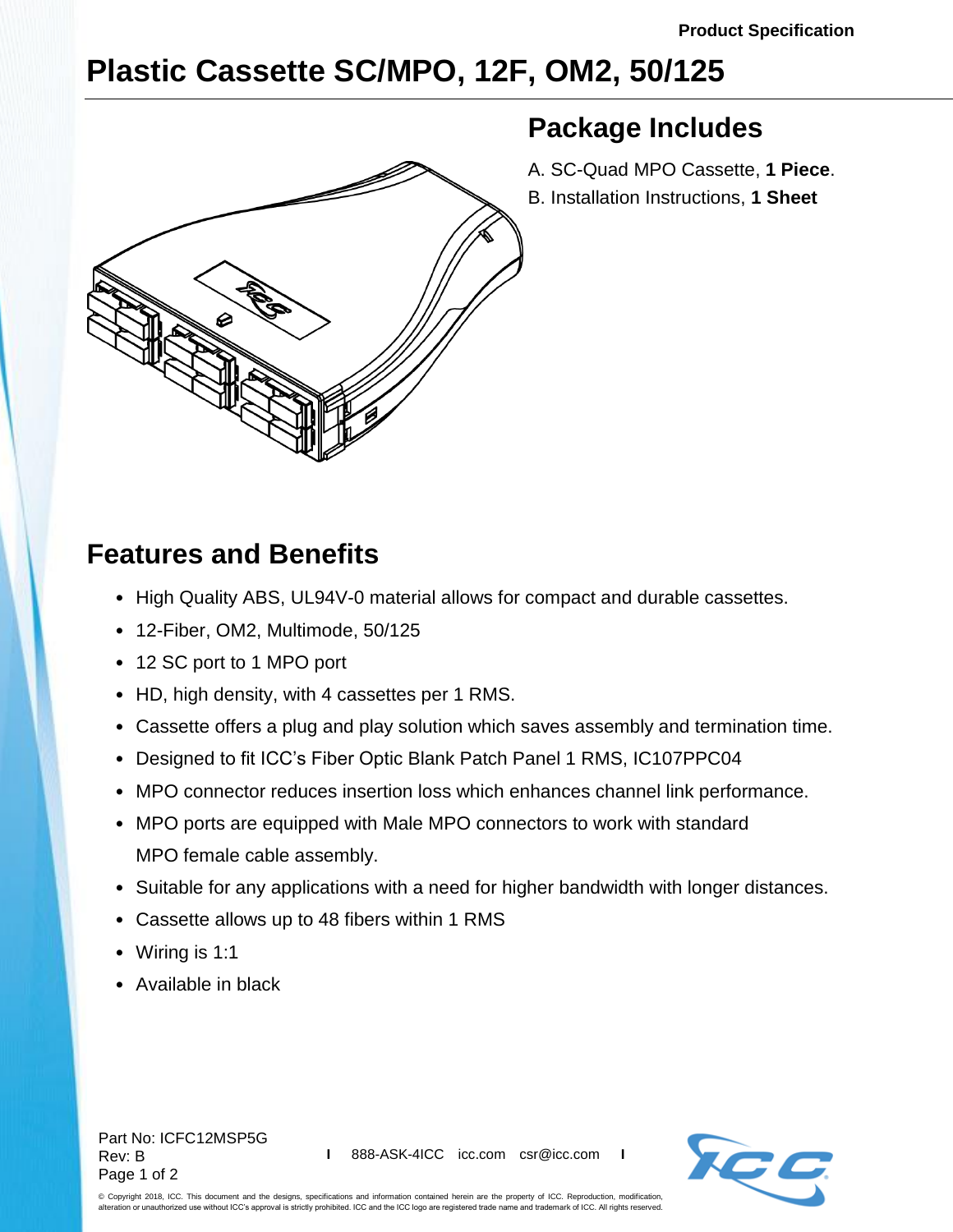Product Specification

# Plastic Cassette SC/MPO, 12F, OM2, 50/125

## Package Includes

A. SC-Quad MPO Cassette, **1 Piece**.

B. Installation Instructions, **1 Sheet**

## Features and Benefits

- High Quality ABS, UL94V-0 material allows for compact and durable cassettes.
- 12-Fiber, OM2, Multimode, 50/125
- 12 SC port to 1 MPO port
- HD, high density, with 4 cassettes per 1 RMS.
- Cassette offers a plug and play solution which saves assembly and termination time.
- Designed to fit ICC's Fiber Optic Blank Patch Panel 1 RMS, IC107PPC04
- MPO connector reduces insertion loss which enhances channel link performance.
- MPO ports are equipped with Male MPO connectors to work with standard MPO female cable assembly.
- Suitable for any applications with a need for higher bandwidth with longer distances.
- Cassette allows up to 48 fibers within 1 RMS
- Wiring is 1:1
- Available in black

Part No: ICFC12MSP5G
Rev: B

888-ASK-4ICC icc.com csr@icc.com

© Copyright 2018, ICC. This document and the designs, specifications and information contained herein are the property of ICC. Reproduction, modification, alteration or unauthorized use without ICC's approval is strictly prohibited. ICC and the ICC logo are registered trade name and trademark of ICC. All rights reserved.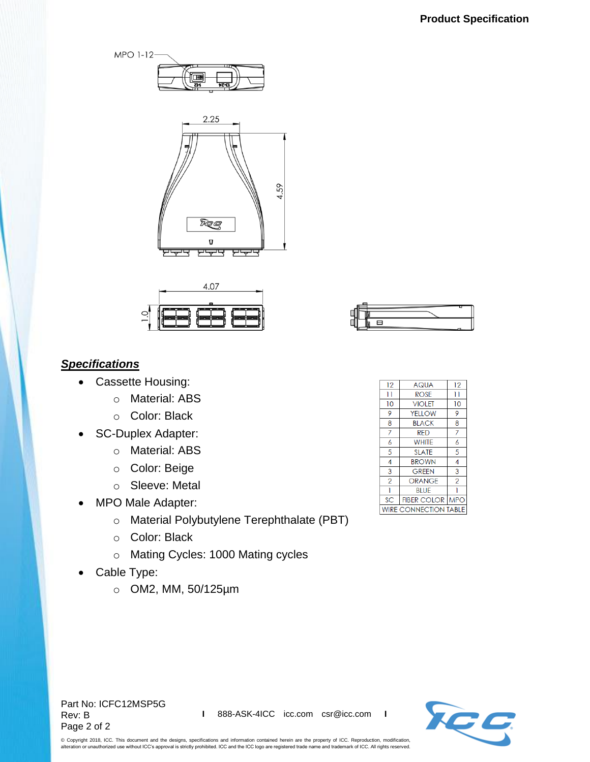MPO 1-12

2.25

4.59

4.07

1.0

## *Specifications*

- Cassette Housing:
  - Material: ABS
  - Color: Black
- SC-Duplex Adapter:
  - Material: ABS
  - Color: Beige
  - Sleeve: Metal
- MPO Male Adapter:
  - Material Polybutylene Terephthalate (PBT)
  - Color: Black
  - Mating Cycles: 1000 Mating cycles
- Cable Type:
  - OM2, MM, 50/125µm

| SC | FIBER COLOR | MPO |
|---|---|---|
| 12 | AQUA | 12 |
| 11 | ROSE | 11 |
| 10 | VIOLET | 10 |
| 9 | YELLOW | 9 |
| 8 | BLACK | 8 |
| 7 | RED | 7 |
| 6 | WHITE | 6 |
| 5 | SLATE | 5 |
| 4 | BROWN | 4 |
| 3 | GREEN | 3 |
| 2 | ORANGE | 2 |
| 1 | BLUE | 1 |

WIRE CONNECTION TABLE

Part No: ICFC12MSP5G
Rev: B

888-ASK-4ICC icc.com csr@icc.com

© Copyright 2018, ICC. This document and the designs, specifications and information contained herein are the property of ICC. Reproduction, modification, alteration or unauthorized use without ICC's approval is strictly prohibited. ICC and the ICC logo are registered trade name and trademark of ICC. All rights reserved.